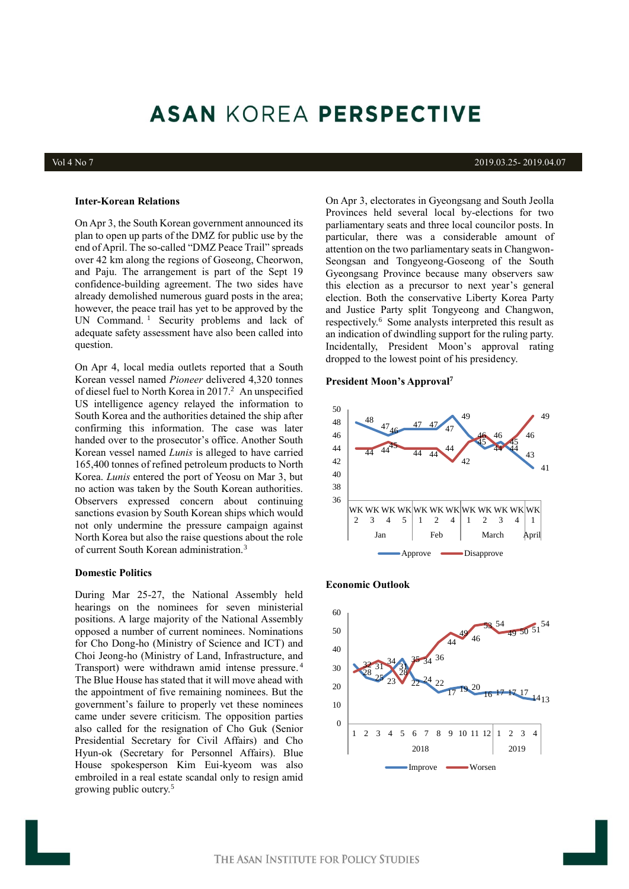# ASAN KOREA PERSPECTIVE

Vol 4 No 7 2019.03.25- 2019.04.07

**Inter-Korean Relations**

On Apr 3, the South Korean government announced its plan to open up parts of the DMZ for public use by the end of April. The so-called "DMZ Peace Trail" spreads over 42 km along the regions of Goseong, Cheorwon, and Paju. The arrangement is part of the Sept 19 confidence-building agreement. The two sides have already demolished numerous guard posts in the area; however, the peace trail has yet to be approved by the UN Command. [1] Security problems and lack of adequate safety assessment have also been called into question.

On Apr 4, local media outlets reported that a South Korean vessel named *Pioneer* delivered 4,320 tonnes of diesel fuel to North Korea in 2017.[2] An unspecified US intelligence agency relayed the information to South Korea and the authorities detained the ship after confirming this information. The case was later handed over to the prosecutor's office. Another South Korean vessel named *Lunis* is alleged to have carried 165,400 tonnes of refined petroleum products to North Korea. *Lunis* entered the port of Yeosu on Mar 3, but no action was taken by the South Korean authorities. Observers expressed concern about continuing sanctions evasion by South Korean ships which would not only undermine the pressure campaign against North Korea but also the raise questions about the role of current South Korean administration.[3]

**Domestic Politics**

During Mar 25-27, the National Assembly held hearings on the nominees for seven ministerial positions. A large majority of the National Assembly opposed a number of current nominees. Nominations for Cho Dong-ho (Ministry of Science and ICT) and Choi Jeong-ho (Ministry of Land, Infrastructure, and Transport) were withdrawn amid intense pressure.[4] The Blue House has stated that it will move ahead with the appointment of five remaining nominees. But the government's failure to properly vet these nominees came under severe criticism. The opposition parties also called for the resignation of Cho Guk (Senior Presidential Secretary for Civil Affairs) and Cho Hyun-ok (Secretary for Personnel Affairs). Blue House spokesperson Kim Eui-kyeom was also embroiled in a real estate scandal only to resign amid growing public outcry.[5]

On Apr 3, electorates in Gyeongsang and South Jeolla Provinces held several local by-elections for two parliamentary seats and three local councilor posts. In particular, there was a considerable amount of attention on the two parliamentary seats in Changwon-Seongsan and Tongyeong-Goseong of the South Gyeongsang Province because many observers saw this election as a precursor to next year's general election. Both the conservative Liberty Korea Party and Justice Party split Tongyeong and Changwon, respectively.[6] Some analysts interpreted this result as an indication of dwindling support for the ruling party. Incidentally, President Moon's approval rating dropped to the lowest point of his presidency.

**President Moon's Approval**[7]

**Economic Outlook**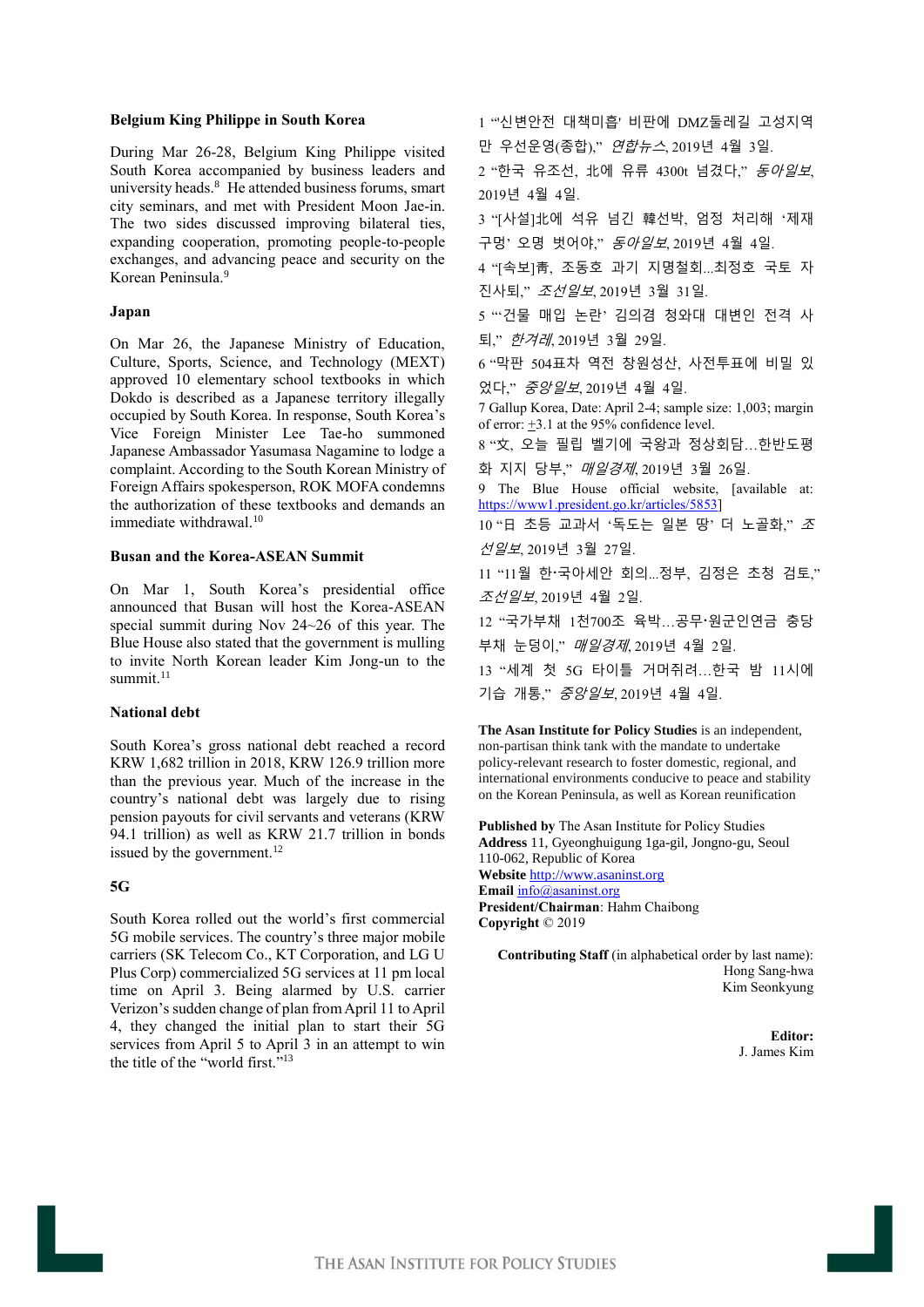### Belgium King Philippe in South Korea

During Mar 26-28, Belgium King Philippe visited South Korea accompanied by business leaders and university heads.[8] He attended business forums, smart city seminars, and met with President Moon Jae-in. The two sides discussed improving bilateral ties, expanding cooperation, promoting people-to-people exchanges, and advancing peace and security on the Korean Peninsula.[9]

### Japan

On Mar 26, the Japanese Ministry of Education, Culture, Sports, Science, and Technology (MEXT) approved 10 elementary school textbooks in which Dokdo is described as a Japanese territory illegally occupied by South Korea. In response, South Korea's Vice Foreign Minister Lee Tae-ho summoned Japanese Ambassador Yasumasa Nagamine to lodge a complaint. According to the South Korean Ministry of Foreign Affairs spokesperson, ROK MOFA condemns the authorization of these textbooks and demands an immediate withdrawal.[10]

### Busan and the Korea-ASEAN Summit

On Mar 1, South Korea's presidential office announced that Busan will host the Korea-ASEAN special summit during Nov 24~26 of this year. The Blue House also stated that the government is mulling to invite North Korean leader Kim Jong-un to the summit.[11]

### National debt

South Korea's gross national debt reached a record KRW 1,682 trillion in 2018, KRW 126.9 trillion more than the previous year. Much of the increase in the country's national debt was largely due to rising pension payouts for civil servants and veterans (KRW 94.1 trillion) as well as KRW 21.7 trillion in bonds issued by the government.[12]

### 5G

South Korea rolled out the world's first commercial 5G mobile services. The country's three major mobile carriers (SK Telecom Co., KT Corporation, and LG U Plus Corp) commercialized 5G services at 11 pm local time on April 3. Being alarmed by U.S. carrier Verizon's sudden change of plan from April 11 to April 4, they changed the initial plan to start their 5G services from April 5 to April 3 in an attempt to win the title of the "world first."[13]

---

1 "'신변안전 대책미흡' 비판에 DMZ둘레길 고성지역만 우선운영(종합)," *연합뉴스*, 2019년 4월 3일.

2 "한국 유조선, 北에 유류 4300t 넘겼다," *동아일보*, 2019년 4월 4일.

3 "[사설]北에 석유 넘긴 韓선박, 엄정 처리해 '제재 구멍' 오명 벗어야," *동아일보*, 2019년 4월 4일.

4 "[속보]靑, 조동호 과기 지명철회...최정호 국토 자진사퇴," *조선일보*, 2019년 3월 31일.

5 "'건물 매입 논란' 김의겸 청와대 대변인 전격 사퇴," *한겨레*, 2019년 3월 29일.

6 "막판 504표차 역전 창원성산, 사전투표에 비밀 있었다," *중앙일보*, 2019년 4월 4일.

7 Gallup Korea, Date: April 2-4; sample size: 1,003; margin of error: ±3.1 at the 95% confidence level.

8 "文, 오늘 필립 벨기에 국왕과 정상회담...한반도평화 지지 당부," *매일경제*, 2019년 3월 26일.

9 The Blue House official website, [available at: https://www1.president.go.kr/articles/5853]

10 "日 초등 교과서 '독도는 일본 땅' 더 노골화," *조선일보*, 2019년 3월 27일.

11 "11월 한·국아세안 회의...정부, 김정은 초청 검토," *조선일보*, 2019년 4월 2일.

12 "국가부채 1천700조 육박...공무·원군인연금 충당부채 눈덩이," *매일경제*, 2019년 4월 2일.

13 "세계 첫 5G 타이틀 거머쥐려...한국 밤 11시에 기습 개통," *중앙일보*, 2019년 4월 4일.

**The Asan Institute for Policy Studies** is an independent, non-partisan think tank with the mandate to undertake policy-relevant research to foster domestic, regional, and international environments conducive to peace and stability on the Korean Peninsula, as well as Korean reunification

**Published by** The Asan Institute for Policy Studies
**Address** 11, Gyeonghuigung 1ga-gil, Jongno-gu, Seoul 110-062, Republic of Korea
**Website** http://www.asaninst.org
**Email** info@asaninst.org
**President/Chairman**: Hahm Chaibong
**Copyright** © 2019

**Contributing Staff** (in alphabetical order by last name):
Hong Sang-hwa
Kim Seonkyung

**Editor:**
J. James Kim